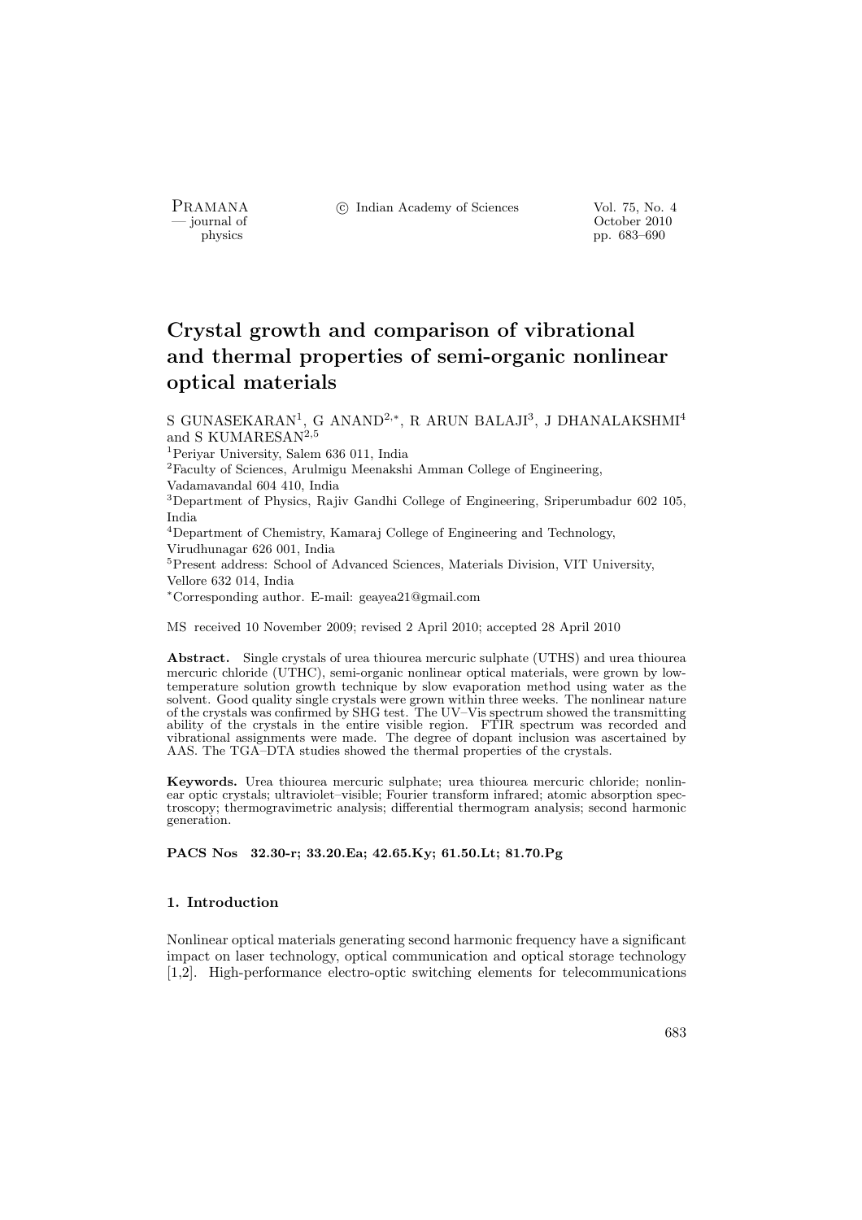# Crystal growth and comparison of vibrational and thermal properties of semi-organic nonlinear optical materials

S GUNASEKARAN[1], G ANAND[2,*], R ARUN BALAJI[3], J DHANALAKSHMI[4] and S KUMARESAN[2,5]

[1]Periyar University, Salem 636 011, India
[2]Faculty of Sciences, Arulmigu Meenakshi Amman College of Engineering, Vadamavandal 604 410, India
[3]Department of Physics, Rajiv Gandhi College of Engineering, Sriperumbadur 602 105, India
[4]Department of Chemistry, Kamaraj College of Engineering and Technology, Virudhunagar 626 001, India
[5]Present address: School of Advanced Sciences, Materials Division, VIT University, Vellore 632 014, India
*Corresponding author. E-mail: geayea21@gmail.com

MS received 10 November 2009; revised 2 April 2010; accepted 28 April 2010

**Abstract.** Single crystals of urea thiourea mercuric sulphate (UTHS) and urea thiourea mercuric chloride (UTHC), semi-organic nonlinear optical materials, were grown by low-temperature solution growth technique by slow evaporation method using water as the solvent. Good quality single crystals were grown within three weeks. The nonlinear nature of the crystals was confirmed by SHG test. The UV–Vis spectrum showed the transmitting ability of the crystals in the entire visible region. FTIR spectrum was recorded and vibrational assignments were made. The degree of dopant inclusion was ascertained by AAS. The TGA–DTA studies showed the thermal properties of the crystals.

**Keywords.** Urea thiourea mercuric sulphate; urea thiourea mercuric chloride; nonlinear optic crystals; ultraviolet–visible; Fourier transform infrared; atomic absorption spectroscopy; thermogravimetric analysis; differential thermogram analysis; second harmonic generation.

**PACS Nos 32.30-r; 33.20.Ea; 42.65.Ky; 61.50.Lt; 81.70.Pg**

### 1. Introduction

Nonlinear optical materials generating second harmonic frequency have a significant impact on laser technology, optical communication and optical storage technology [1,2]. High-performance electro-optic switching elements for telecommunications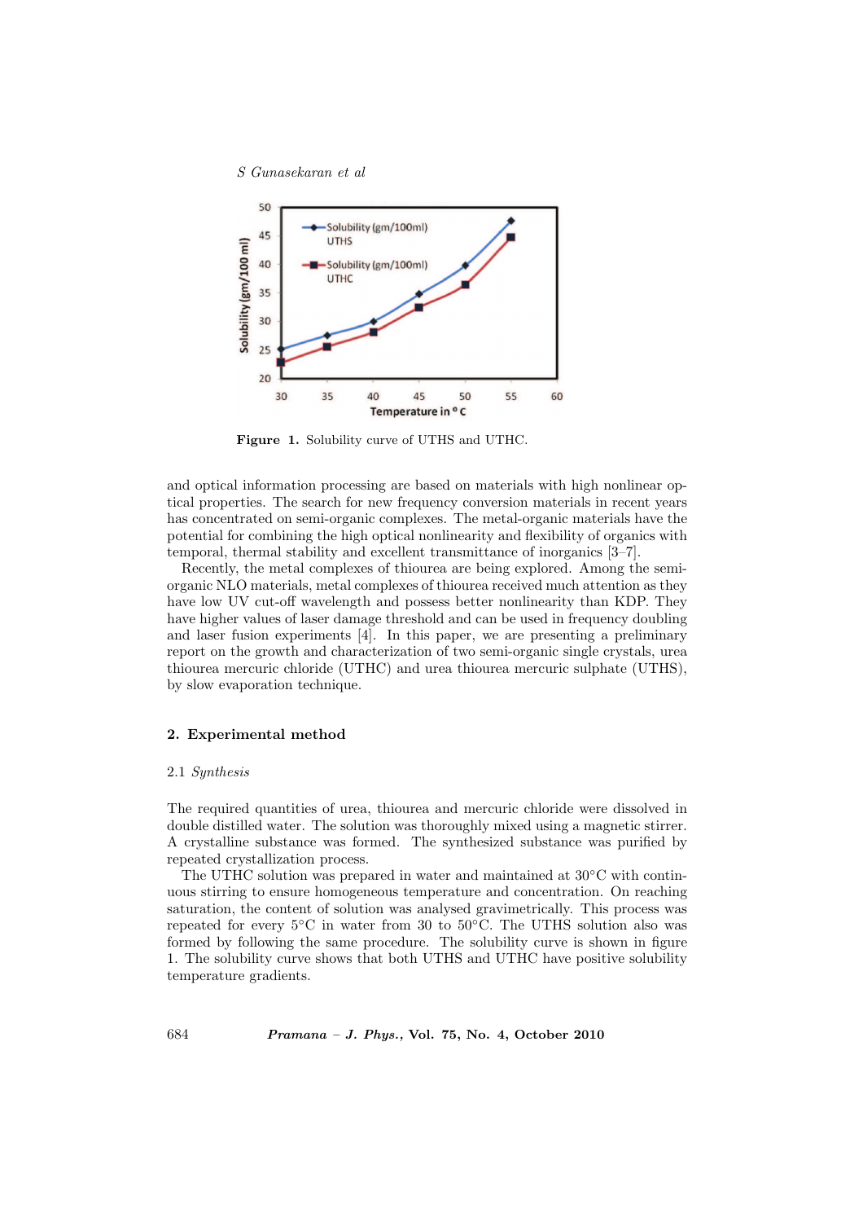Figure 1. Solubility curve of UTHS and UTHC.

and optical information processing are based on materials with high nonlinear optical properties. The search for new frequency conversion materials in recent years has concentrated on semi-organic complexes. The metal-organic materials have the potential for combining the high optical nonlinearity and flexibility of organics with temporal, thermal stability and excellent transmittance of inorganics [3–7].

Recently, the metal complexes of thiourea are being explored. Among the semi-organic NLO materials, metal complexes of thiourea received much attention as they have low UV cut-off wavelength and possess better nonlinearity than KDP. They have higher values of laser damage threshold and can be used in frequency doubling and laser fusion experiments [4]. In this paper, we are presenting a preliminary report on the growth and characterization of two semi-organic single crystals, urea thiourea mercuric chloride (UTHC) and urea thiourea mercuric sulphate (UTHS), by slow evaporation technique.

## 2. Experimental method

### 2.1 *Synthesis*

The required quantities of urea, thiourea and mercuric chloride were dissolved in double distilled water. The solution was thoroughly mixed using a magnetic stirrer. A crystalline substance was formed. The synthesized substance was purified by repeated crystallization process.

The UTHC solution was prepared in water and maintained at 30°C with continuous stirring to ensure homogeneous temperature and concentration. On reaching saturation, the content of solution was analysed gravimetrically. This process was repeated for every 5°C in water from 30 to 50°C. The UTHS solution also was formed by following the same procedure. The solubility curve is shown in figure 1. The solubility curve shows that both UTHS and UTHC have positive solubility temperature gradients.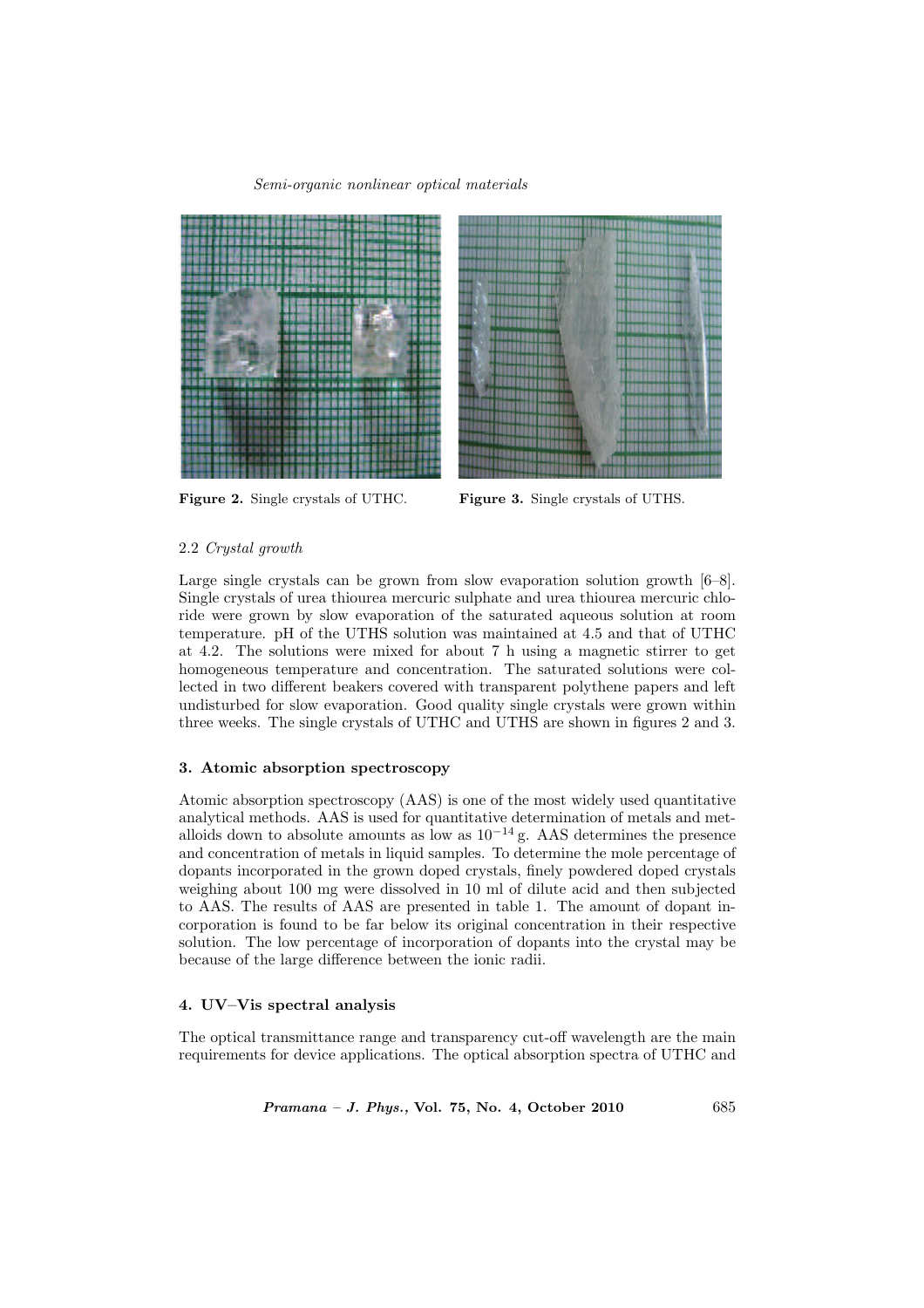Figure 2. Single crystals of UTHC.

Figure 3. Single crystals of UTHS.

### 2.2 *Crystal growth*

Large single crystals can be grown from slow evaporation solution growth [6–8]. Single crystals of urea thiourea mercuric sulphate and urea thiourea mercuric chloride were grown by slow evaporation of the saturated aqueous solution at room temperature. pH of the UTHS solution was maintained at 4.5 and that of UTHC at 4.2. The solutions were mixed for about 7 h using a magnetic stirrer to get homogeneous temperature and concentration. The saturated solutions were collected in two different beakers covered with transparent polythene papers and left undisturbed for slow evaporation. Good quality single crystals were grown within three weeks. The single crystals of UTHC and UTHS are shown in figures 2 and 3.

## 3. Atomic absorption spectroscopy

Atomic absorption spectroscopy (AAS) is one of the most widely used quantitative analytical methods. AAS is used for quantitative determination of metals and metalloids down to absolute amounts as low as $10^{-14}$ g. AAS determines the presence and concentration of metals in liquid samples. To determine the mole percentage of dopants incorporated in the grown doped crystals, finely powdered doped crystals weighing about 100 mg were dissolved in 10 ml of dilute acid and then subjected to AAS. The results of AAS are presented in table 1. The amount of dopant incorporation is found to be far below its original concentration in their respective solution. The low percentage of incorporation of dopants into the crystal may be because of the large difference between the ionic radii.

## 4. UV–Vis spectral analysis

The optical transmittance range and transparency cut-off wavelength are the main requirements for device applications. The optical absorption spectra of UTHC and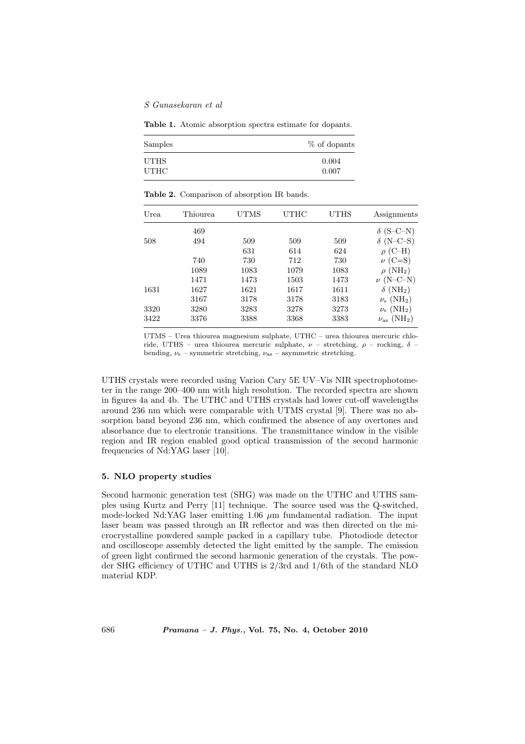**Table 1.** Atomic absorption spectra estimate for dopants.

| Samples | % of dopants |
|---|---|
| UTHS | 0.004 |
| UTHC | 0.007 |

**Table 2.** Comparison of absorption IR bands.

| Urea | Thiourea | UTMS | UTHC | UTHS | Assignments |
|---|---|---|---|---|---|
| | 469 | | | | $\delta$ (S–C–N) |
| 508 | 494 | 509 | 509 | 509 | $\delta$ (N–C–S) |
| | | 631 | 614 | 624 | $\rho$ (C–H) |
| | 740 | 730 | 712 | 730 | $\nu$ (C=S) |
| | 1089 | 1083 | 1079 | 1083 | $\rho$ ($NH_2$) |
| | 1471 | 1473 | 1503 | 1473 | $\nu$ (N–C–N) |
| 1631 | 1627 | 1621 | 1617 | 1611 | $\delta$ ($NH_2$) |
| | 3167 | 3178 | 3178 | 3183 | $\nu_s$ ($NH_2$) |
| 3320 | 3280 | 3283 | 3278 | 3273 | $\nu_s$ ($NH_2$) |
| 3422 | 3376 | 3388 | 3368 | 3383 | $\nu_{as}$ ($NH_2$) |

UTMS – Urea thiourea magnesium sulphate, UTHC – urea thiourea mercuric chloride, UTHS – urea thiourea mercuric sulphate, $\nu$ – stretching, $\rho$ – rocking, $\delta$ – bending, $\nu_s$ – symmetric stretching, $\nu_{as}$ – asymmetric stretching.

UTHS crystals were recorded using Varion Cary 5E UV–Vis NIR spectrophotometer in the range 200–400 nm with high resolution. The recorded spectra are shown in figures 4a and 4b. The UTHC and UTHS crystals had lower cut-off wavelengths around 236 nm which were comparable with UTMS crystal [9]. There was no absorption band beyond 236 nm, which confirmed the absence of any overtones and absorbance due to electronic transitions. The transmittance window in the visible region and IR region enabled good optical transmission of the second harmonic frequencies of Nd:YAG laser [10].

### 5. NLO property studies

Second harmonic generation test (SHG) was made on the UTHC and UTHS samples using Kurtz and Perry [11] technique. The source used was the Q-switched, mode-locked Nd:YAG laser emitting 1.06 $\mu$m fundamental radiation. The input laser beam was passed through an IR reflector and was then directed on the microcrystalline powdered sample packed in a capillary tube. Photodiode detector and oscilloscope assembly detected the light emitted by the sample. The emission of green light confirmed the second harmonic generation of the crystals. The powder SHG efficiency of UTHC and UTHS is 2/3rd and 1/6th of the standard NLO material KDP.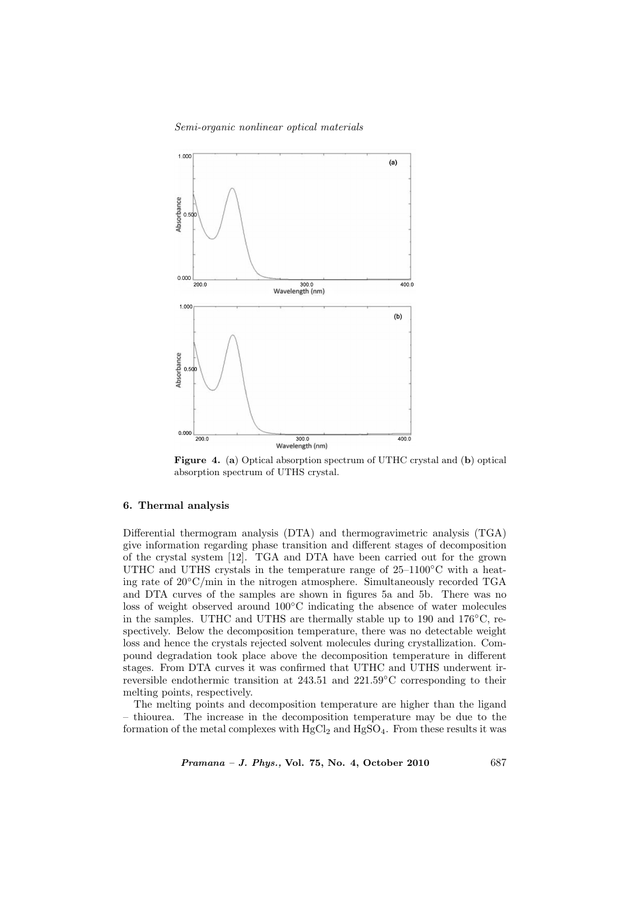Figure 4. (a) Optical absorption spectrum of UTHC crystal and (b) optical absorption spectrum of UTHS crystal.

## 6. Thermal analysis

Differential thermogram analysis (DTA) and thermogravimetric analysis (TGA) give information regarding phase transition and different stages of decomposition of the crystal system [12]. TGA and DTA have been carried out for the grown UTHC and UTHS crystals in the temperature range of 25–1100°C with a heating rate of 20°C/min in the nitrogen atmosphere. Simultaneously recorded TGA and DTA curves of the samples are shown in figures 5a and 5b. There was no loss of weight observed around 100°C indicating the absence of water molecules in the samples. UTHC and UTHS are thermally stable up to 190 and 176°C, respectively. Below the decomposition temperature, there was no detectable weight loss and hence the crystals rejected solvent molecules during crystallization. Compound degradation took place above the decomposition temperature in different stages. From DTA curves it was confirmed that UTHC and UTHS underwent irreversible endothermic transition at 243.51 and 221.59°C corresponding to their melting points, respectively.

The melting points and decomposition temperature are higher than the ligand – thiourea. The increase in the decomposition temperature may be due to the formation of the metal complexes with $HgCl_2$ and $HgSO_4$. From these results it was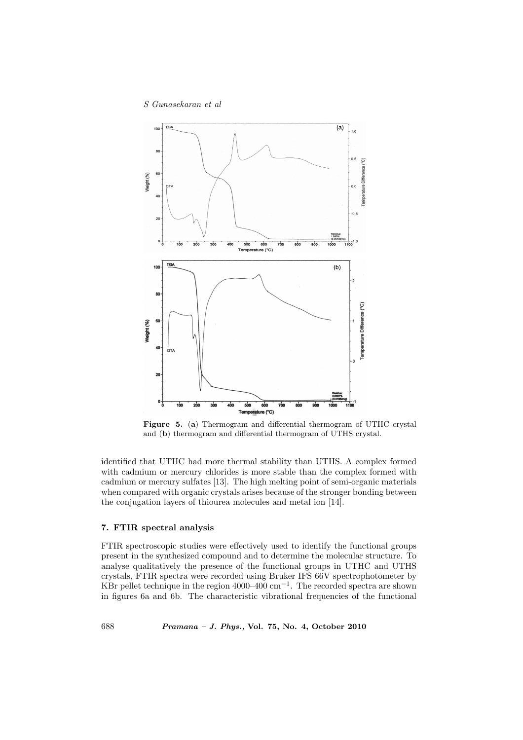**Figure 5.** (**a**) Thermogram and differential thermogram of UTHC crystal and (**b**) thermogram and differential thermogram of UTHS crystal.

identified that UTHC had more thermal stability than UTHS. A complex formed with cadmium or mercury chlorides is more stable than the complex formed with cadmium or mercury sulfates [13]. The high melting point of semi-organic materials when compared with organic crystals arises because of the stronger bonding between the conjugation layers of thiourea molecules and metal ion [14].

## 7. FTIR spectral analysis

FTIR spectroscopic studies were effectively used to identify the functional groups present in the synthesized compound and to determine the molecular structure. To analyse qualitatively the presence of the functional groups in UTHC and UTHS crystals, FTIR spectra were recorded using Bruker IFS 66V spectrophotometer by KBr pellet technique in the region 4000–400 $cm^{-1}$. The recorded spectra are shown in figures 6a and 6b. The characteristic vibrational frequencies of the functional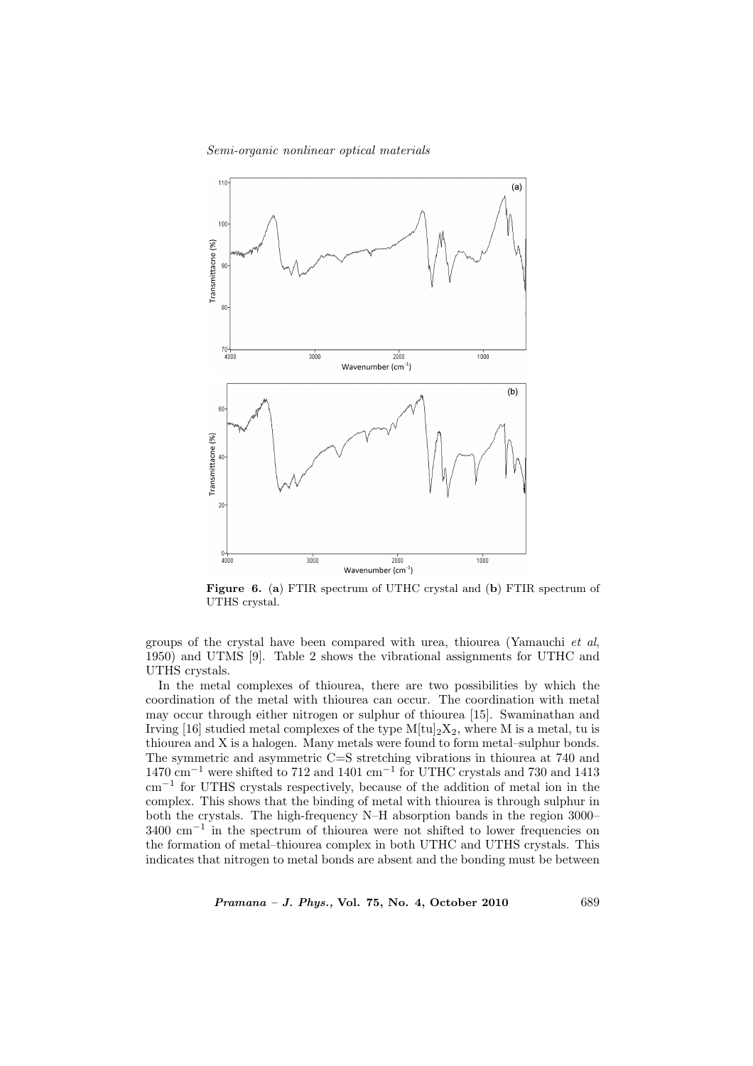**Figure 6.** (**a**) FTIR spectrum of UTHC crystal and (**b**) FTIR spectrum of UTHS crystal.

groups of the crystal have been compared with urea, thiourea (Yamauchi *et al*, 1950) and UTMS [9]. Table 2 shows the vibrational assignments for UTHC and UTHS crystals.

In the metal complexes of thiourea, there are two possibilities by which the coordination of the metal with thiourea can occur. The coordination with metal may occur through either nitrogen or sulphur of thiourea [15]. Swaminathan and Irving [16] studied metal complexes of the type $M[tu]_2X_2$, where M is a metal, tu is thiourea and X is a halogen. Many metals were found to form metal–sulphur bonds. The symmetric and asymmetric C=S stretching vibrations in thiourea at 740 and 1470 $cm^{-1}$ were shifted to 712 and 1401 $cm^{-1}$ for UTHC crystals and 730 and 1413 $cm^{-1}$ for UTHS crystals respectively, because of the addition of metal ion in the complex. This shows that the binding of metal with thiourea is through sulphur in both the crystals. The high-frequency N–H absorption bands in the region 3000–3400 $cm^{-1}$ in the spectrum of thiourea were not shifted to lower frequencies on the formation of metal–thiourea complex in both UTHC and UTHS crystals. This indicates that nitrogen to metal bonds are absent and the bonding must be between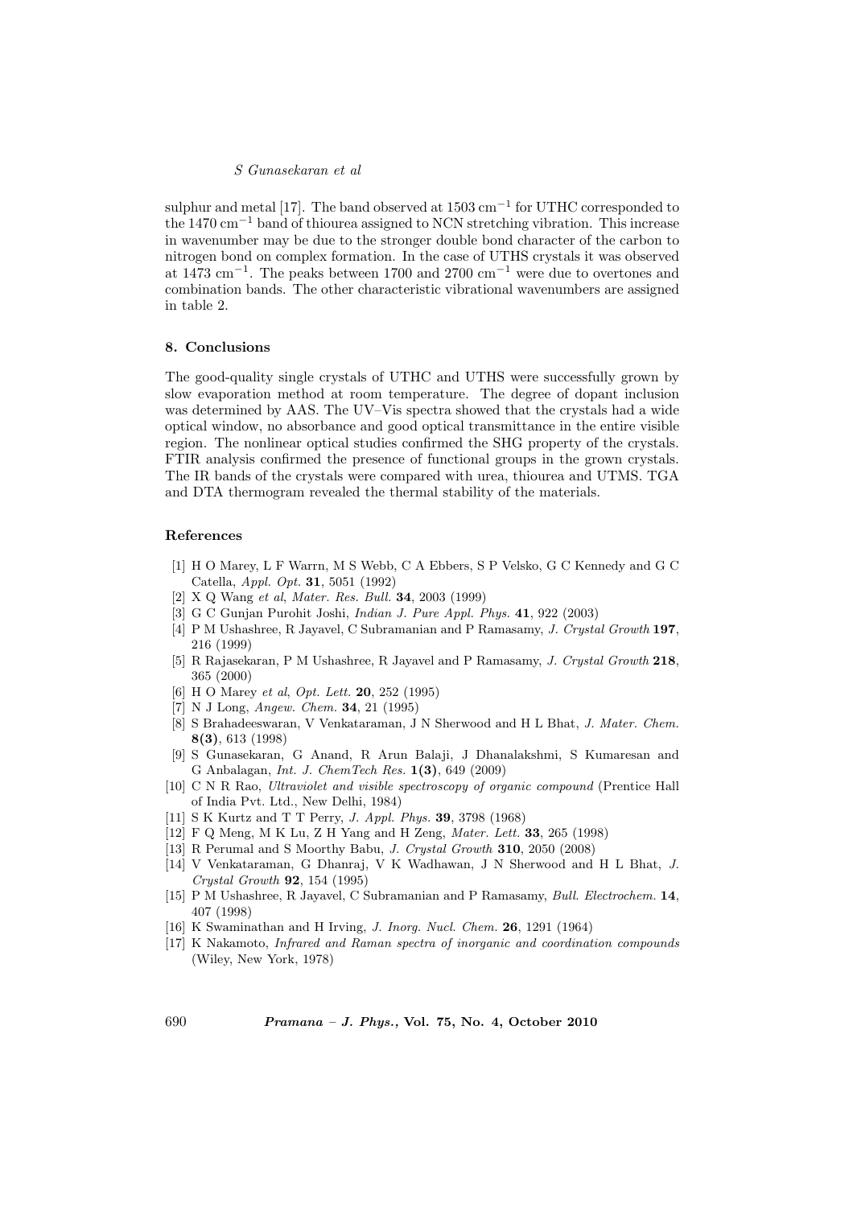sulphur and metal [17]. The band observed at 1503 $cm^{-1}$ for UTHC corresponded to the 1470 $cm^{-1}$ band of thiourea assigned to NCN stretching vibration. This increase in wavenumber may be due to the stronger double bond character of the carbon to nitrogen bond on complex formation. In the case of UTHS crystals it was observed at 1473 $cm^{-1}$. The peaks between 1700 and 2700 $cm^{-1}$ were due to overtones and combination bands. The other characteristic vibrational wavenumbers are assigned in table 2.

## 8. Conclusions

The good-quality single crystals of UTHC and UTHS were successfully grown by slow evaporation method at room temperature. The degree of dopant inclusion was determined by AAS. The UV–Vis spectra showed that the crystals had a wide optical window, no absorbance and good optical transmittance in the entire visible region. The nonlinear optical studies confirmed the SHG property of the crystals. FTIR analysis confirmed the presence of functional groups in the grown crystals. The IR bands of the crystals were compared with urea, thiourea and UTMS. TGA and DTA thermogram revealed the thermal stability of the materials.

## References

[1] H O Marey, L F Warrn, M S Webb, C A Ebbers, S P Velsko, G C Kennedy and G C Catella, *Appl. Opt.* **31**, 5051 (1992)

[2] X Q Wang *et al*, *Mater. Res. Bull.* **34**, 2003 (1999)

[3] G C Gunjan Purohit Joshi, *Indian J. Pure Appl. Phys.* **41**, 922 (2003)

[4] P M Ushashree, R Jayavel, C Subramanian and P Ramasamy, *J. Crystal Growth* **197**, 216 (1999)

[5] R Rajasekaran, P M Ushashree, R Jayavel and P Ramasamy, *J. Crystal Growth* **218**, 365 (2000)

[6] H O Marey *et al*, *Opt. Lett.* **20**, 252 (1995)

[7] N J Long, *Angew. Chem.* **34**, 21 (1995)

[8] S Brahadeeswaran, V Venkataraman, J N Sherwood and H L Bhat, *J. Mater. Chem.* **8(3)**, 613 (1998)

[9] S Gunasekaran, G Anand, R Arun Balaji, J Dhanalakshmi, S Kumaresan and G Anbalagan, *Int. J. ChemTech Res.* **1(3)**, 649 (2009)

[10] C N R Rao, *Ultraviolet and visible spectroscopy of organic compound* (Prentice Hall of India Pvt. Ltd., New Delhi, 1984)

[11] S K Kurtz and T T Perry, *J. Appl. Phys.* **39**, 3798 (1968)

[12] F Q Meng, M K Lu, Z H Yang and H Zeng, *Mater. Lett.* **33**, 265 (1998)

[13] R Perumal and S Moorthy Babu, *J. Crystal Growth* **310**, 2050 (2008)

[14] V Venkataraman, G Dhanraj, V K Wadhawan, J N Sherwood and H L Bhat, *J. Crystal Growth* **92**, 154 (1995)

[15] P M Ushashree, R Jayavel, C Subramanian and P Ramasamy, *Bull. Electrochem.* **14**, 407 (1998)

[16] K Swaminathan and H Irving, *J. Inorg. Nucl. Chem.* **26**, 1291 (1964)

[17] K Nakamoto, *Infrared and Raman spectra of inorganic and coordination compounds* (Wiley, New York, 1978)